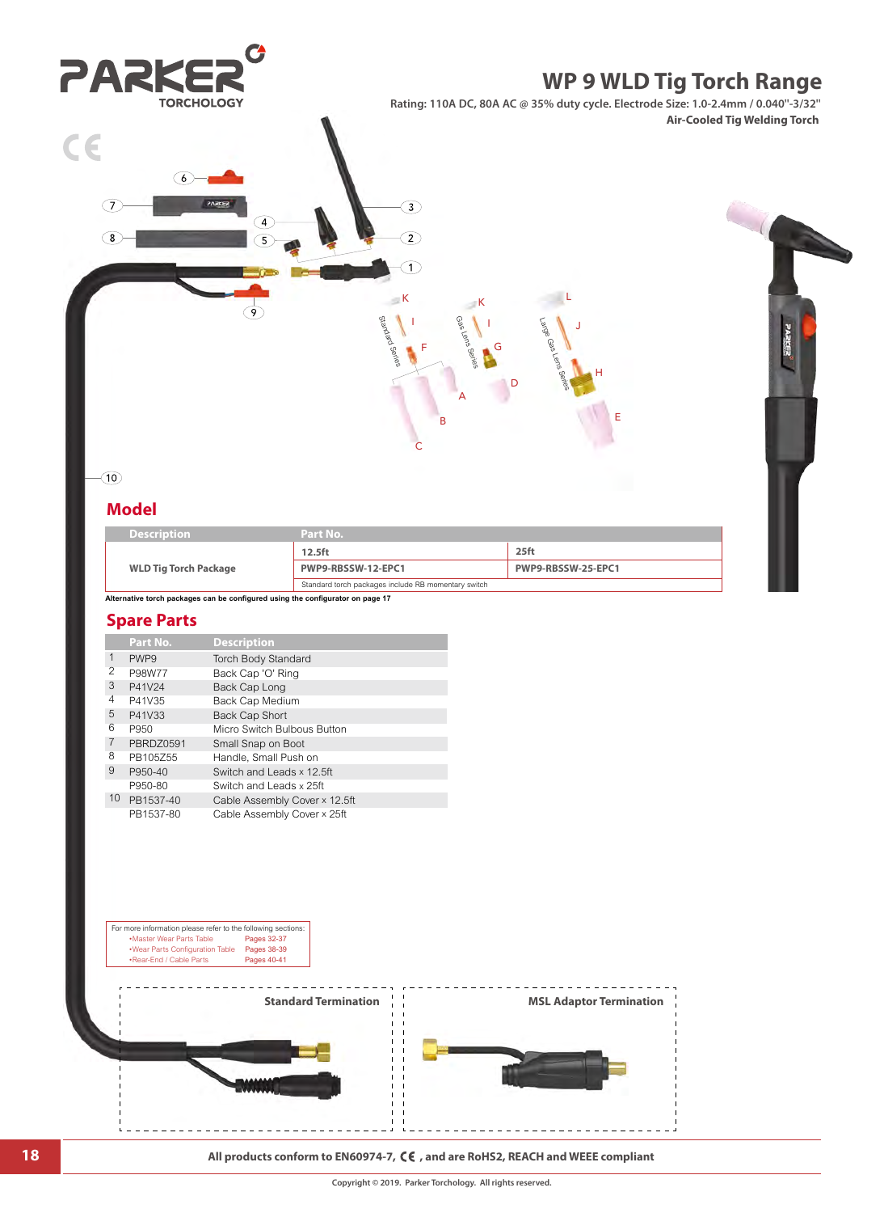# WP 9 WLD Tig Torch Range

Rating: 110A DC, 80A AC @ 35% duty cycle. Electrode Size: 1.0-2.4mm / 0.040"-3/32"

**Air-Cooled Tig Welding Torch**

## Model

| Description | Part No. | |
|---|---|---|
| WLD Tig Torch Package | 12.5ft | 25ft |
| | PWP9-RBSSW-12-EPC1 | PWP9-RBSSW-25-EPC1 |
| | Standard torch packages include RB momentary switch | |

Alternative torch packages can be configured using the configurator on page 17

## Spare Parts

| | Part No. | Description |
|---|---|---|
| 1 | PWP9 | Torch Body Standard |
| 2 | P98W77 | Back Cap 'O' Ring |
| 3 | P41V24 | Back Cap Long |
| 4 | P41V35 | Back Cap Medium |
| 5 | P41V33 | Back Cap Short |
| 6 | P950 | Micro Switch Bulbous Button |
| 7 | PBRDZ0591 | Small Snap on Boot |
| 8 | PB105Z55 | Handle, Small Push on |
| 9 | P950-40 | Switch and Leads x 12.5ft |
| | P950-80 | Switch and Leads x 25ft |
| 10 | PB1537-40 | Cable Assembly Cover x 12.5ft |
| | PB1537-80 | Cable Assembly Cover x 25ft |

For more information please refer to the following sections:

| | |
|---|---|
| •Master Wear Parts Table | Pages 32-37 |
| •Wear Parts Configuration Table | Pages 38-39 |
| •Rear-End / Cable Parts | Pages 40-41 |

**Standard Termination**

**MSL Adaptor Termination**

All products conform to EN60974-7, CE, and are RoHS2, REACH and WEEE compliant

Copyright © 2019. Parker Torchology. All rights reserved.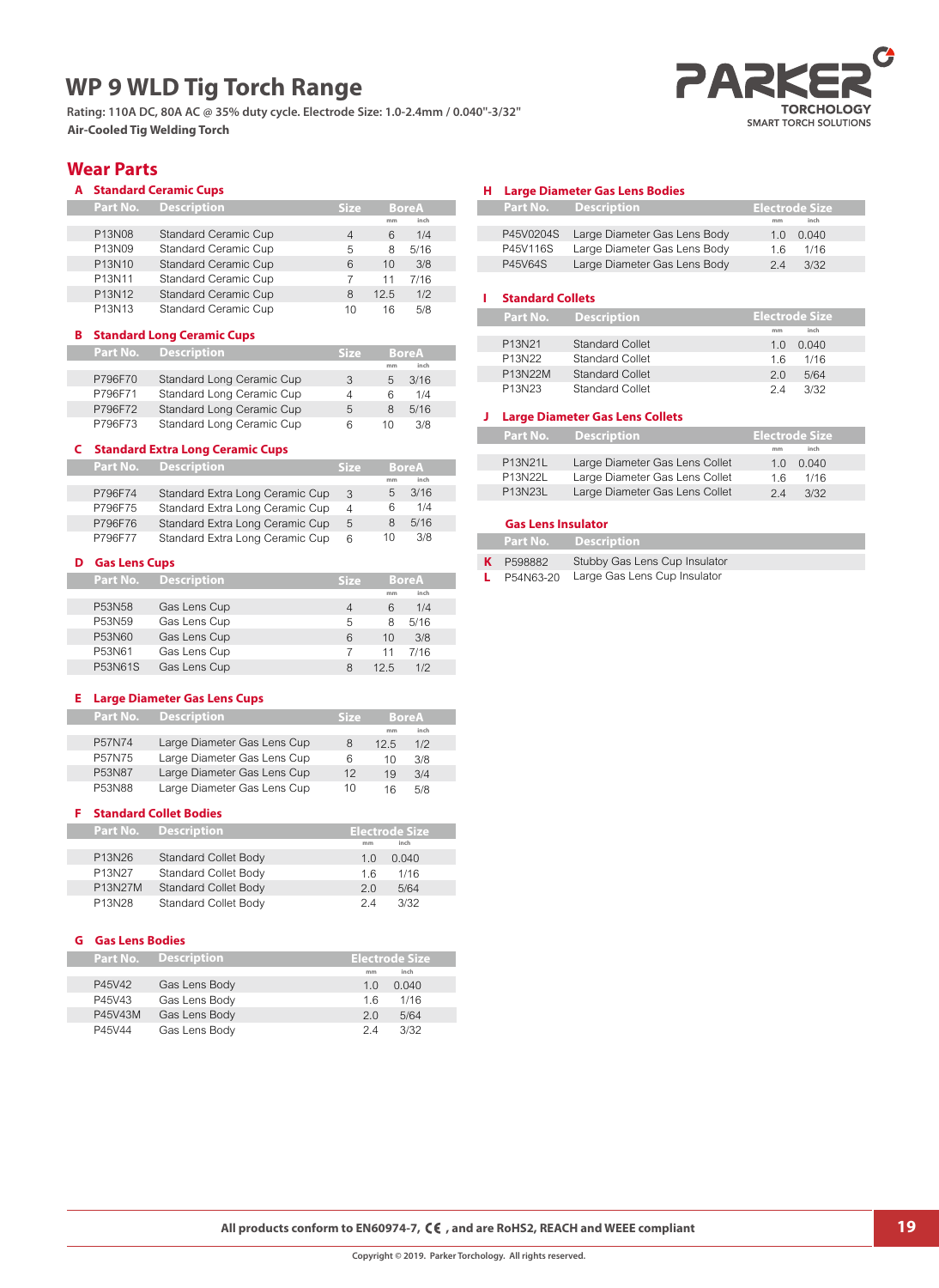# WP 9 WLD Tig Torch Range

**Rating: 110A DC, 80A AC @ 35% duty cycle. Electrode Size: 1.0-2.4mm / 0.040"-3/32"**
**Air-Cooled Tig Welding Torch**

PARKER TORCHOLOGY
SMART TORCH SOLUTIONS

## Wear Parts

### A Standard Ceramic Cups

| Part No. | Description | Size | BoreA mm | BoreA inch |
|---|---|---|---|---|
| P13N08 | Standard Ceramic Cup | 4 | 6 | 1/4 |
| P13N09 | Standard Ceramic Cup | 5 | 8 | 5/16 |
| P13N10 | Standard Ceramic Cup | 6 | 10 | 3/8 |
| P13N11 | Standard Ceramic Cup | 7 | 11 | 7/16 |
| P13N12 | Standard Ceramic Cup | 8 | 12.5 | 1/2 |
| P13N13 | Standard Ceramic Cup | 10 | 16 | 5/8 |

### B Standard Long Ceramic Cups

| Part No. | Description | Size | BoreA mm | BoreA inch |
|---|---|---|---|---|
| P796F70 | Standard Long Ceramic Cup | 3 | 5 | 3/16 |
| P796F71 | Standard Long Ceramic Cup | 4 | 6 | 1/4 |
| P796F72 | Standard Long Ceramic Cup | 5 | 8 | 5/16 |
| P796F73 | Standard Long Ceramic Cup | 6 | 10 | 3/8 |

### C Standard Extra Long Ceramic Cups

| Part No. | Description | Size | BoreA mm | BoreA inch |
|---|---|---|---|---|
| P796F74 | Standard Extra Long Ceramic Cup | 3 | 5 | 3/16 |
| P796F75 | Standard Extra Long Ceramic Cup | 4 | 6 | 1/4 |
| P796F76 | Standard Extra Long Ceramic Cup | 5 | 8 | 5/16 |
| P796F77 | Standard Extra Long Ceramic Cup | 6 | 10 | 3/8 |

### D Gas Lens Cups

| Part No. | Description | Size | BoreA mm | BoreA inch |
|---|---|---|---|---|
| P53N58 | Gas Lens Cup | 4 | 6 | 1/4 |
| P53N59 | Gas Lens Cup | 5 | 8 | 5/16 |
| P53N60 | Gas Lens Cup | 6 | 10 | 3/8 |
| P53N61 | Gas Lens Cup | 7 | 11 | 7/16 |
| P53N61S | Gas Lens Cup | 8 | 12.5 | 1/2 |

### E Large Diameter Gas Lens Cups

| Part No. | Description | Size | BoreA mm | BoreA inch |
|---|---|---|---|---|
| P57N74 | Large Diameter Gas Lens Cup | 8 | 12.5 | 1/2 |
| P57N75 | Large Diameter Gas Lens Cup | 6 | 10 | 3/8 |
| P53N87 | Large Diameter Gas Lens Cup | 12 | 19 | 3/4 |
| P53N88 | Large Diameter Gas Lens Cup | 10 | 16 | 5/8 |

### F Standard Collet Bodies

| Part No. | Description | Electrode Size mm | Electrode Size inch |
|---|---|---|---|
| P13N26 | Standard Collet Body | 1.0 | 0.040 |
| P13N27 | Standard Collet Body | 1.6 | 1/16 |
| P13N27M | Standard Collet Body | 2.0 | 5/64 |
| P13N28 | Standard Collet Body | 2.4 | 3/32 |

### G Gas Lens Bodies

| Part No. | Description | Electrode Size mm | Electrode Size inch |
|---|---|---|---|
| P45V42 | Gas Lens Body | 1.0 | 0.040 |
| P45V43 | Gas Lens Body | 1.6 | 1/16 |
| P45V43M | Gas Lens Body | 2.0 | 5/64 |
| P45V44 | Gas Lens Body | 2.4 | 3/32 |

### H Large Diameter Gas Lens Bodies

| Part No. | Description | Electrode Size mm | Electrode Size inch |
|---|---|---|---|
| P45V0204S | Large Diameter Gas Lens Body | 1.0 | 0.040 |
| P45V116S | Large Diameter Gas Lens Body | 1.6 | 1/16 |
| P45V64S | Large Diameter Gas Lens Body | 2.4 | 3/32 |

### I Standard Collets

| Part No. | Description | Electrode Size mm | Electrode Size inch |
|---|---|---|---|
| P13N21 | Standard Collet | 1.0 | 0.040 |
| P13N22 | Standard Collet | 1.6 | 1/16 |
| P13N22M | Standard Collet | 2.0 | 5/64 |
| P13N23 | Standard Collet | 2.4 | 3/32 |

### J Large Diameter Gas Lens Collets

| Part No. | Description | Electrode Size mm | Electrode Size inch |
|---|---|---|---|
| P13N21L | Large Diameter Gas Lens Collet | 1.0 | 0.040 |
| P13N22L | Large Diameter Gas Lens Collet | 1.6 | 1/16 |
| P13N23L | Large Diameter Gas Lens Collet | 2.4 | 3/32 |

### Gas Lens Insulator

| | Part No. | Description |
|---|---|---|
| K | P598882 | Stubby Gas Lens Cup Insulator |
| L | P54N63-20 | Large Gas Lens Cup Insulator |

**All products conform to EN60974-7, CE, and are RoHS2, REACH and WEEE compliant**

Copyright © 2019. Parker Torchology. All rights reserved.